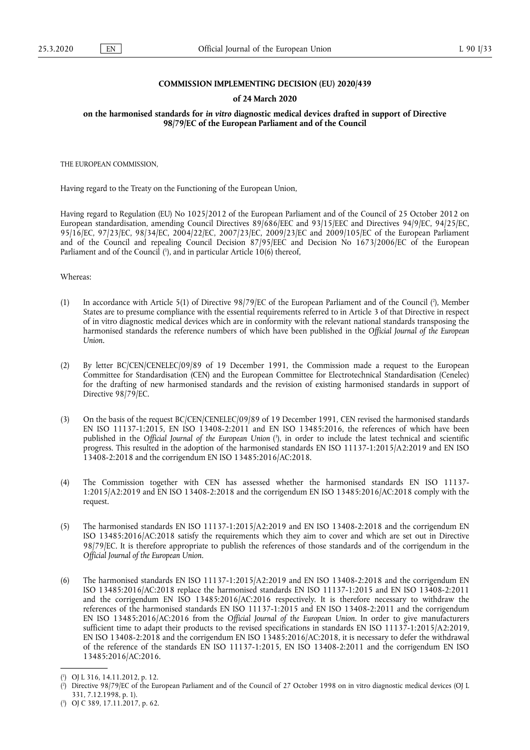**COMMISSION IMPLEMENTING DECISION (EU) 2020/439**

**of 24 March 2020**

**on the harmonised standards for *in vitro* diagnostic medical devices drafted in support of Directive 98/79/EC of the European Parliament and of the Council**

THE EUROPEAN COMMISSION,

Having regard to the Treaty on the Functioning of the European Union,

Having regard to Regulation (EU) No 1025/2012 of the European Parliament and of the Council of 25 October 2012 on European standardisation, amending Council Directives 89/686/EEC and 93/15/EEC and Directives 94/9/EC, 94/25/EC, 95/16/EC, 97/23/EC, 98/34/EC, 2004/22/EC, 2007/23/EC, 2009/23/EC and 2009/105/EC of the European Parliament and of the Council and repealing Council Decision 87/95/EEC and Decision No 1673/2006/EC of the European Parliament and of the Council ([1]), and in particular Article 10(6) thereof,

Whereas:

(1) In accordance with Article 5(1) of Directive 98/79/EC of the European Parliament and of the Council ([2]), Member States are to presume compliance with the essential requirements referred to in Article 3 of that Directive in respect of in vitro diagnostic medical devices which are in conformity with the relevant national standards transposing the harmonised standards the reference numbers of which have been published in the *Official Journal of the European Union*.

(2) By letter BC/CEN/CENELEC/09/89 of 19 December 1991, the Commission made a request to the European Committee for Standardisation (CEN) and the European Committee for Electrotechnical Standardisation (Cenelec) for the drafting of new harmonised standards and the revision of existing harmonised standards in support of Directive 98/79/EC.

(3) On the basis of the request BC/CEN/CENELEC/09/89 of 19 December 1991, CEN revised the harmonised standards EN ISO 11137-1:2015, EN ISO 13408-2:2011 and EN ISO 13485:2016, the references of which have been published in the *Official Journal of the European Union* ([3]), in order to include the latest technical and scientific progress. This resulted in the adoption of the harmonised standards EN ISO 11137-1:2015/A2:2019 and EN ISO 13408-2:2018 and the corrigendum EN ISO 13485:2016/AC:2018.

(4) The Commission together with CEN has assessed whether the harmonised standards EN ISO 11137-1:2015/A2:2019 and EN ISO 13408-2:2018 and the corrigendum EN ISO 13485:2016/AC:2018 comply with the request.

(5) The harmonised standards EN ISO 11137-1:2015/A2:2019 and EN ISO 13408-2:2018 and the corrigendum EN ISO 13485:2016/AC:2018 satisfy the requirements which they aim to cover and which are set out in Directive 98/79/EC. It is therefore appropriate to publish the references of those standards and of the corrigendum in the *Official Journal of the European Union*.

(6) The harmonised standards EN ISO 11137-1:2015/A2:2019 and EN ISO 13408-2:2018 and the corrigendum EN ISO 13485:2016/AC:2018 replace the harmonised standards EN ISO 11137-1:2015 and EN ISO 13408-2:2011 and the corrigendum EN ISO 13485:2016/AC:2016 respectively. It is therefore necessary to withdraw the references of the harmonised standards EN ISO 11137-1:2015 and EN ISO 13408-2:2011 and the corrigendum EN ISO 13485:2016/AC:2016 from the *Official Journal of the European Union*. In order to give manufacturers sufficient time to adapt their products to the revised specifications in standards EN ISO 11137-1:2015/A2:2019, EN ISO 13408-2:2018 and the corrigendum EN ISO 13485:2016/AC:2018, it is necessary to defer the withdrawal of the reference of the standards EN ISO 11137-1:2015, EN ISO 13408-2:2011 and the corrigendum EN ISO 13485:2016/AC:2016.

---

([1]) OJ L 316, 14.11.2012, p. 12.

([2]) Directive 98/79/EC of the European Parliament and of the Council of 27 October 1998 on in vitro diagnostic medical devices (OJ L 331, 7.12.1998, p. 1).

([3]) OJ C 389, 17.11.2017, p. 62.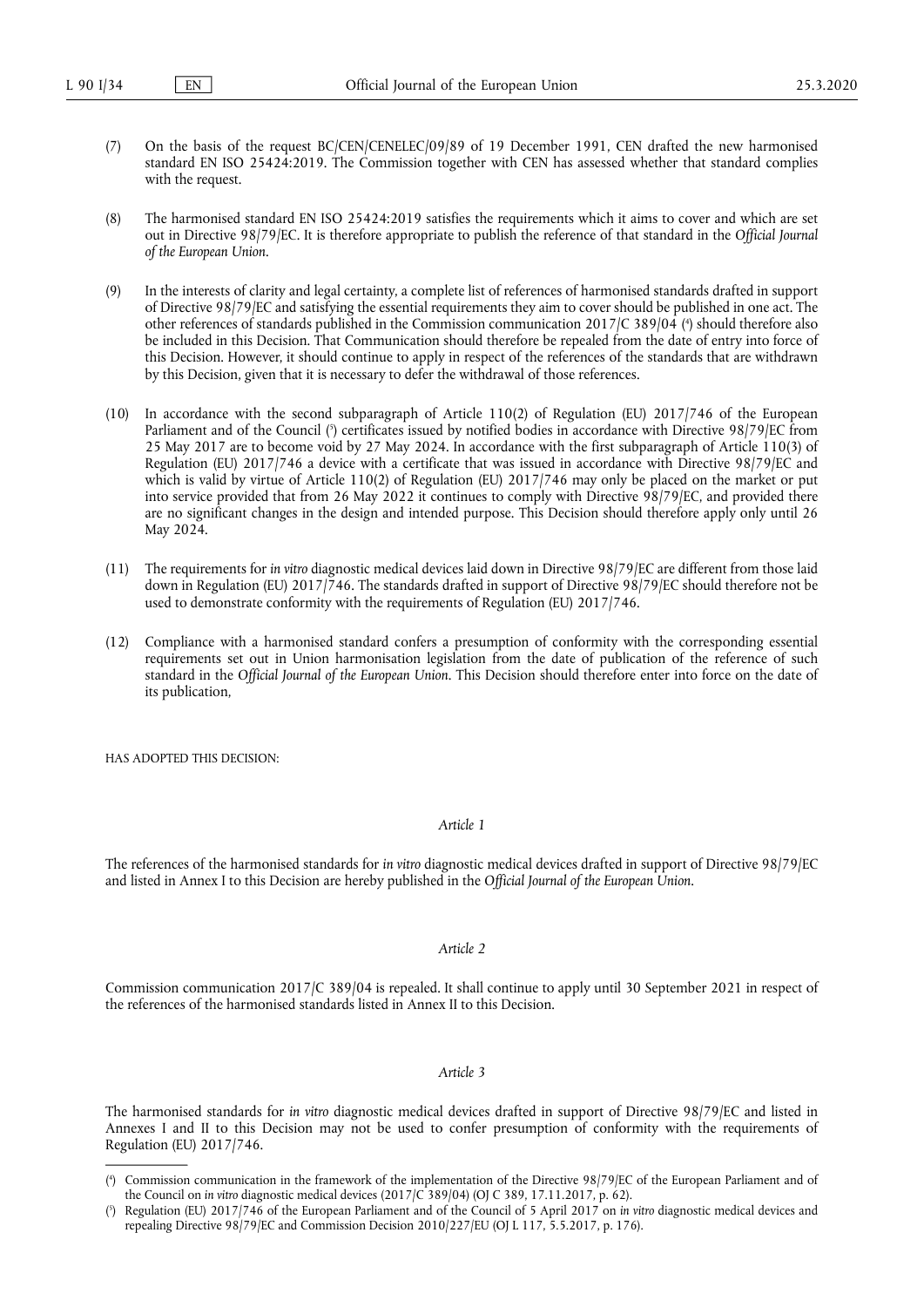(7) On the basis of the request BC/CEN/CENELEC/09/89 of 19 December 1991, CEN drafted the new harmonised standard EN ISO 25424:2019. The Commission together with CEN has assessed whether that standard complies with the request.

(8) The harmonised standard EN ISO 25424:2019 satisfies the requirements which it aims to cover and which are set out in Directive 98/79/EC. It is therefore appropriate to publish the reference of that standard in the *Official Journal of the European Union*.

(9) In the interests of clarity and legal certainty, a complete list of references of harmonised standards drafted in support of Directive 98/79/EC and satisfying the essential requirements they aim to cover should be published in one act. The other references of standards published in the Commission communication 2017/C 389/04 [4] should therefore also be included in this Decision. That Communication should therefore be repealed from the date of entry into force of this Decision. However, it should continue to apply in respect of the references of the standards that are withdrawn by this Decision, given that it is necessary to defer the withdrawal of those references.

(10) In accordance with the second subparagraph of Article 110(2) of Regulation (EU) 2017/746 of the European Parliament and of the Council [5] certificates issued by notified bodies in accordance with Directive 98/79/EC from 25 May 2017 are to become void by 27 May 2024. In accordance with the first subparagraph of Article 110(3) of Regulation (EU) 2017/746 a device with a certificate that was issued in accordance with Directive 98/79/EC and which is valid by virtue of Article 110(2) of Regulation (EU) 2017/746 may only be placed on the market or put into service provided that from 26 May 2022 it continues to comply with Directive 98/79/EC, and provided there are no significant changes in the design and intended purpose. This Decision should therefore apply only until 26 May 2024.

(11) The requirements for *in vitro* diagnostic medical devices laid down in Directive 98/79/EC are different from those laid down in Regulation (EU) 2017/746. The standards drafted in support of Directive 98/79/EC should therefore not be used to demonstrate conformity with the requirements of Regulation (EU) 2017/746.

(12) Compliance with a harmonised standard confers a presumption of conformity with the corresponding essential requirements set out in Union harmonisation legislation from the date of publication of the reference of such standard in the *Official Journal of the European Union*. This Decision should therefore enter into force on the date of its publication,

HAS ADOPTED THIS DECISION:

*Article 1*

The references of the harmonised standards for *in vitro* diagnostic medical devices drafted in support of Directive 98/79/EC and listed in Annex I to this Decision are hereby published in the *Official Journal of the European Union*.

*Article 2*

Commission communication 2017/C 389/04 is repealed. It shall continue to apply until 30 September 2021 in respect of the references of the harmonised standards listed in Annex II to this Decision.

*Article 3*

The harmonised standards for *in vitro* diagnostic medical devices drafted in support of Directive 98/79/EC and listed in Annexes I and II to this Decision may not be used to confer presumption of conformity with the requirements of Regulation (EU) 2017/746.

---

[4] Commission communication in the framework of the implementation of the Directive 98/79/EC of the European Parliament and of the Council on *in vitro* diagnostic medical devices (2017/C 389/04) (OJ C 389, 17.11.2017, p. 62).

[5] Regulation (EU) 2017/746 of the European Parliament and of the Council of 5 April 2017 on *in vitro* diagnostic medical devices and repealing Directive 98/79/EC and Commission Decision 2010/227/EU (OJ L 117, 5.5.2017, p. 176).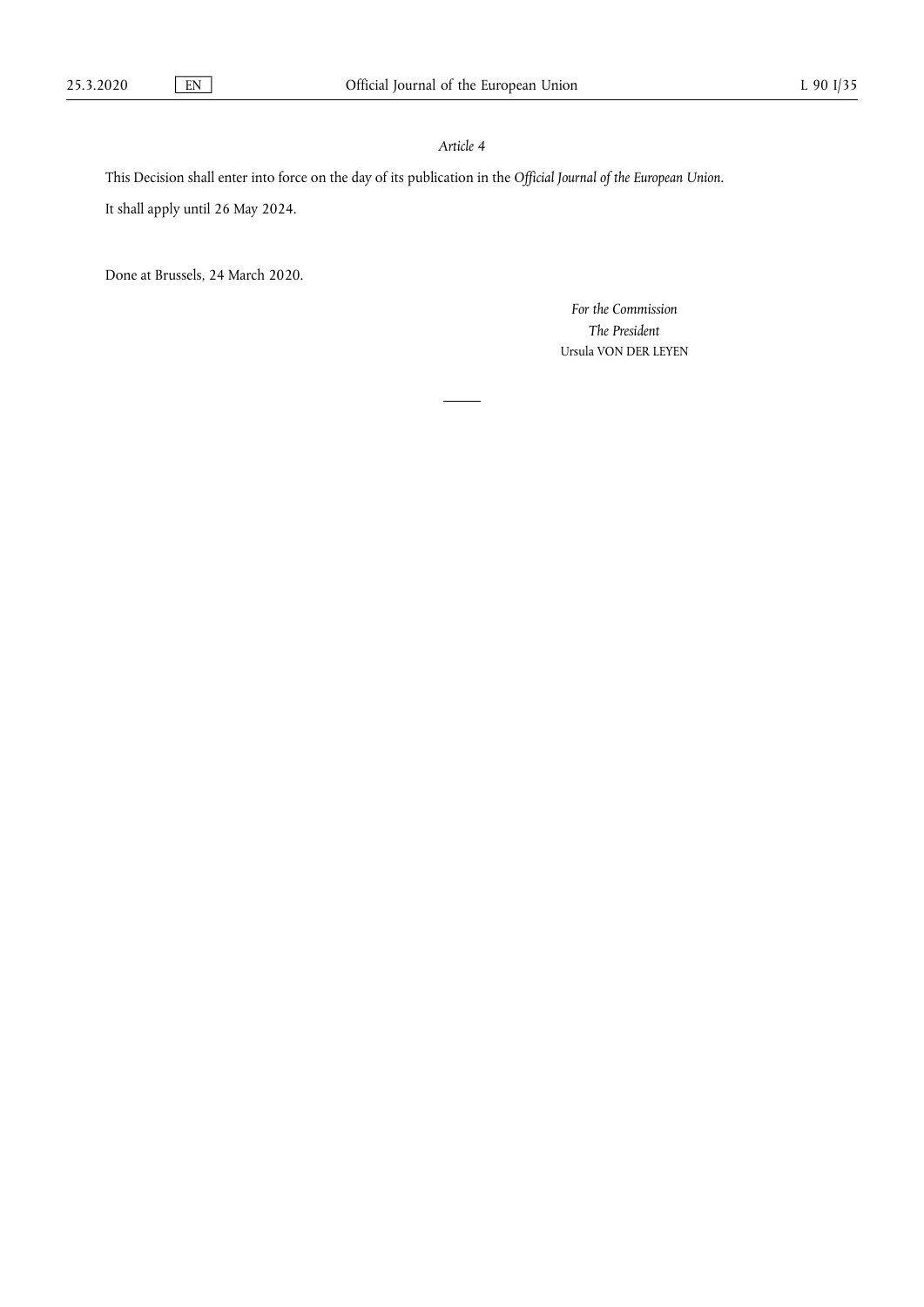*Article 4*

This Decision shall enter into force on the day of its publication in the *Official Journal of the European Union*.

It shall apply until 26 May 2024.

Done at Brussels, 24 March 2020.

*For the Commission*

*The President*

Ursula VON DER LEYEN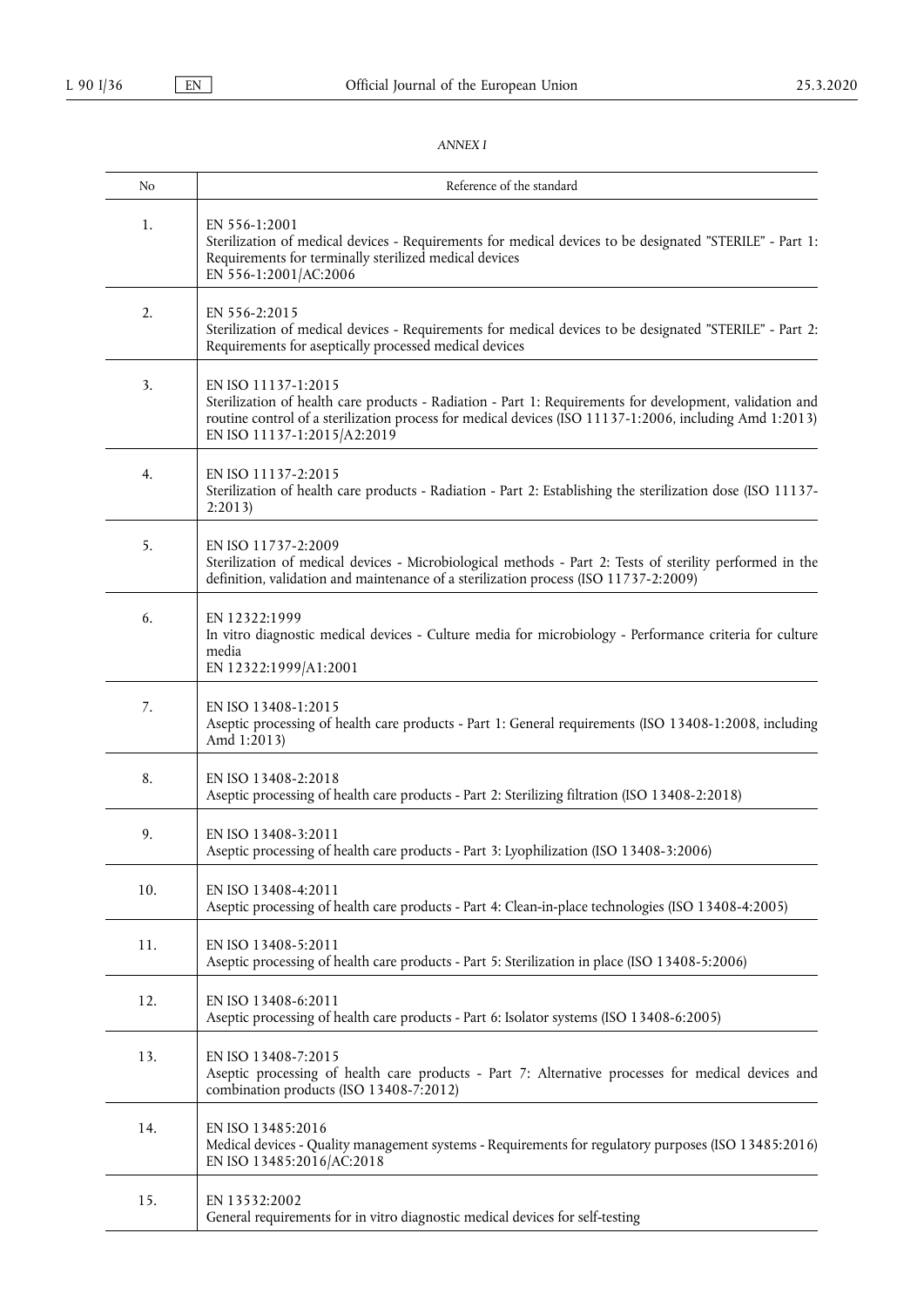*ANNEX I*

| No | Reference of the standard |
|---|---|
| 1. | EN 556-1:2001<br>Sterilization of medical devices - Requirements for medical devices to be designated "STERILE" - Part 1: Requirements for terminally sterilized medical devices<br>EN 556-1:2001/AC:2006 |
| 2. | EN 556-2:2015<br>Sterilization of medical devices - Requirements for medical devices to be designated "STERILE" - Part 2: Requirements for aseptically processed medical devices |
| 3. | EN ISO 11137-1:2015<br>Sterilization of health care products - Radiation - Part 1: Requirements for development, validation and routine control of a sterilization process for medical devices (ISO 11137-1:2006, including Amd 1:2013)<br>EN ISO 11137-1:2015/A2:2019 |
| 4. | EN ISO 11137-2:2015<br>Sterilization of health care products - Radiation - Part 2: Establishing the sterilization dose (ISO 11137-2:2013) |
| 5. | EN ISO 11737-2:2009<br>Sterilization of medical devices - Microbiological methods - Part 2: Tests of sterility performed in the definition, validation and maintenance of a sterilization process (ISO 11737-2:2009) |
| 6. | EN 12322:1999<br>In vitro diagnostic medical devices - Culture media for microbiology - Performance criteria for culture media<br>EN 12322:1999/A1:2001 |
| 7. | EN ISO 13408-1:2015<br>Aseptic processing of health care products - Part 1: General requirements (ISO 13408-1:2008, including Amd 1:2013) |
| 8. | EN ISO 13408-2:2018<br>Aseptic processing of health care products - Part 2: Sterilizing filtration (ISO 13408-2:2018) |
| 9. | EN ISO 13408-3:2011<br>Aseptic processing of health care products - Part 3: Lyophilization (ISO 13408-3:2006) |
| 10. | EN ISO 13408-4:2011<br>Aseptic processing of health care products - Part 4: Clean-in-place technologies (ISO 13408-4:2005) |
| 11. | EN ISO 13408-5:2011<br>Aseptic processing of health care products - Part 5: Sterilization in place (ISO 13408-5:2006) |
| 12. | EN ISO 13408-6:2011<br>Aseptic processing of health care products - Part 6: Isolator systems (ISO 13408-6:2005) |
| 13. | EN ISO 13408-7:2015<br>Aseptic processing of health care products - Part 7: Alternative processes for medical devices and combination products (ISO 13408-7:2012) |
| 14. | EN ISO 13485:2016<br>Medical devices - Quality management systems - Requirements for regulatory purposes (ISO 13485:2016)<br>EN ISO 13485:2016/AC:2018 |
| 15. | EN 13532:2002<br>General requirements for in vitro diagnostic medical devices for self-testing |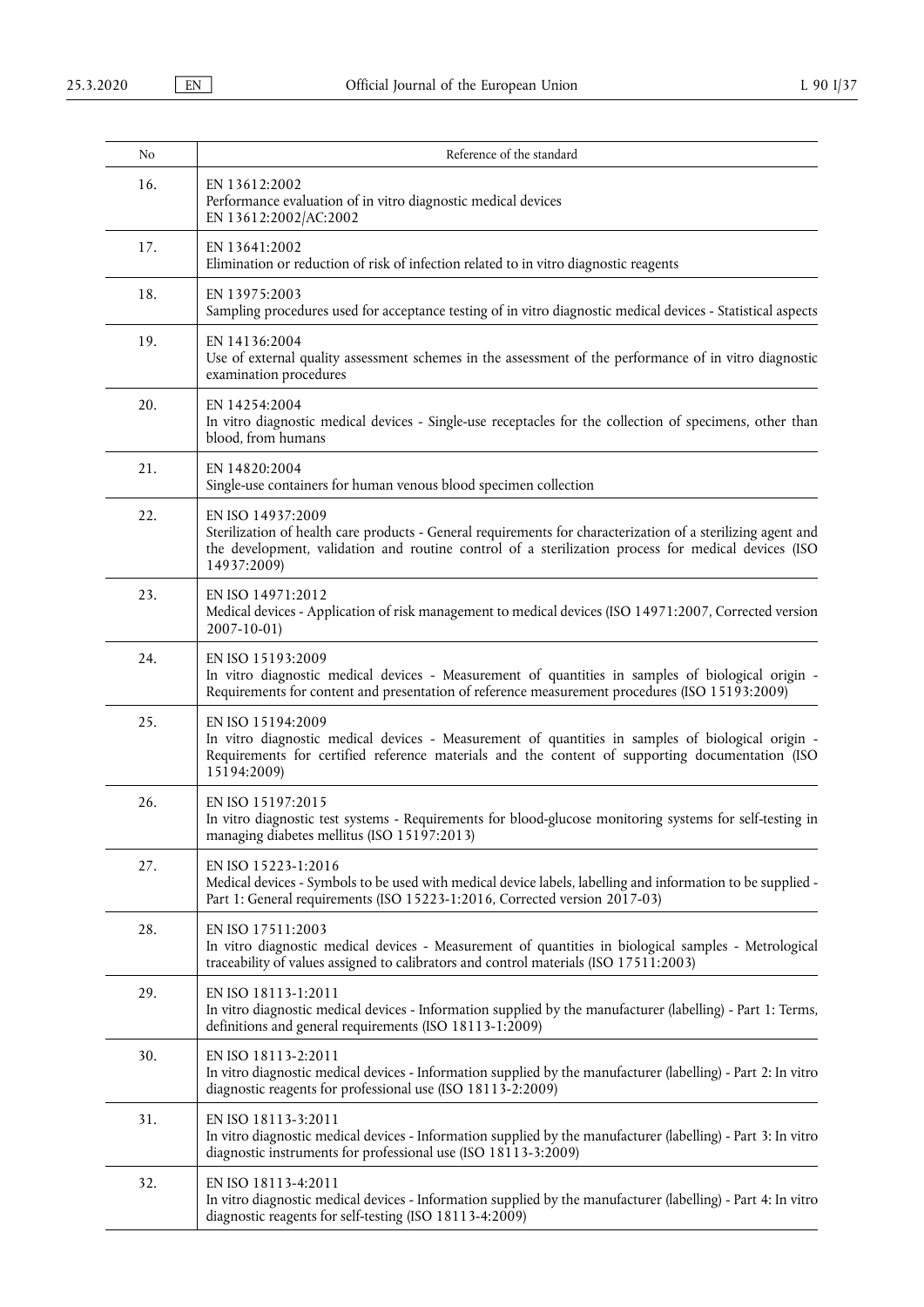| No | Reference of the standard |
|---|---|
| 16. | EN 13612:2002<br>Performance evaluation of in vitro diagnostic medical devices<br>EN 13612:2002/AC:2002 |
| 17. | EN 13641:2002<br>Elimination or reduction of risk of infection related to in vitro diagnostic reagents |
| 18. | EN 13975:2003<br>Sampling procedures used for acceptance testing of in vitro diagnostic medical devices - Statistical aspects |
| 19. | EN 14136:2004<br>Use of external quality assessment schemes in the assessment of the performance of in vitro diagnostic examination procedures |
| 20. | EN 14254:2004<br>In vitro diagnostic medical devices - Single-use receptacles for the collection of specimens, other than blood, from humans |
| 21. | EN 14820:2004<br>Single-use containers for human venous blood specimen collection |
| 22. | EN ISO 14937:2009<br>Sterilization of health care products - General requirements for characterization of a sterilizing agent and the development, validation and routine control of a sterilization process for medical devices (ISO 14937:2009) |
| 23. | EN ISO 14971:2012<br>Medical devices - Application of risk management to medical devices (ISO 14971:2007, Corrected version 2007-10-01) |
| 24. | EN ISO 15193:2009<br>In vitro diagnostic medical devices - Measurement of quantities in samples of biological origin - Requirements for content and presentation of reference measurement procedures (ISO 15193:2009) |
| 25. | EN ISO 15194:2009<br>In vitro diagnostic medical devices - Measurement of quantities in samples of biological origin - Requirements for certified reference materials and the content of supporting documentation (ISO 15194:2009) |
| 26. | EN ISO 15197:2015<br>In vitro diagnostic test systems - Requirements for blood-glucose monitoring systems for self-testing in managing diabetes mellitus (ISO 15197:2013) |
| 27. | EN ISO 15223-1:2016<br>Medical devices - Symbols to be used with medical device labels, labelling and information to be supplied - Part 1: General requirements (ISO 15223-1:2016, Corrected version 2017-03) |
| 28. | EN ISO 17511:2003<br>In vitro diagnostic medical devices - Measurement of quantities in biological samples - Metrological traceability of values assigned to calibrators and control materials (ISO 17511:2003) |
| 29. | EN ISO 18113-1:2011<br>In vitro diagnostic medical devices - Information supplied by the manufacturer (labelling) - Part 1: Terms, definitions and general requirements (ISO 18113-1:2009) |
| 30. | EN ISO 18113-2:2011<br>In vitro diagnostic medical devices - Information supplied by the manufacturer (labelling) - Part 2: In vitro diagnostic reagents for professional use (ISO 18113-2:2009) |
| 31. | EN ISO 18113-3:2011<br>In vitro diagnostic medical devices - Information supplied by the manufacturer (labelling) - Part 3: In vitro diagnostic instruments for professional use (ISO 18113-3:2009) |
| 32. | EN ISO 18113-4:2011<br>In vitro diagnostic medical devices - Information supplied by the manufacturer (labelling) - Part 4: In vitro diagnostic reagents for self-testing (ISO 18113-4:2009) |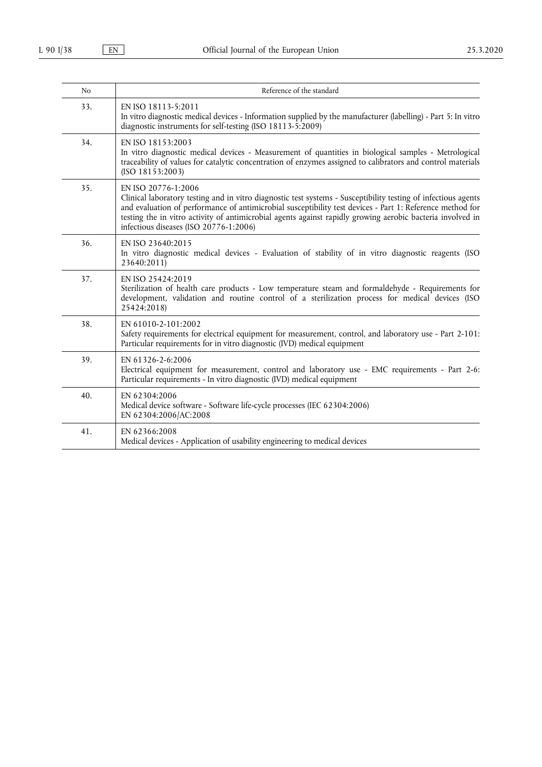| No | Reference of the standard |
|---|---|
| 33. | EN ISO 18113-5:2011<br>In vitro diagnostic medical devices - Information supplied by the manufacturer (labelling) - Part 5: In vitro diagnostic instruments for self-testing (ISO 18113-5:2009) |
| 34. | EN ISO 18153:2003<br>In vitro diagnostic medical devices - Measurement of quantities in biological samples - Metrological traceability of values for catalytic concentration of enzymes assigned to calibrators and control materials (ISO 18153:2003) |
| 35. | EN ISO 20776-1:2006<br>Clinical laboratory testing and in vitro diagnostic test systems - Susceptibility testing of infectious agents and evaluation of performance of antimicrobial susceptibility test devices - Part 1: Reference method for testing the in vitro activity of antimicrobial agents against rapidly growing aerobic bacteria involved in infectious diseases (ISO 20776-1:2006) |
| 36. | EN ISO 23640:2015<br>In vitro diagnostic medical devices - Evaluation of stability of in vitro diagnostic reagents (ISO 23640:2011) |
| 37. | EN ISO 25424:2019<br>Sterilization of health care products - Low temperature steam and formaldehyde - Requirements for development, validation and routine control of a sterilization process for medical devices (ISO 25424:2018) |
| 38. | EN 61010-2-101:2002<br>Safety requirements for electrical equipment for measurement, control, and laboratory use - Part 2-101: Particular requirements for in vitro diagnostic (IVD) medical equipment |
| 39. | EN 61326-2-6:2006<br>Electrical equipment for measurement, control and laboratory use - EMC requirements - Part 2-6: Particular requirements - In vitro diagnostic (IVD) medical equipment |
| 40. | EN 62304:2006<br>Medical device software - Software life-cycle processes (IEC 62304:2006)<br>EN 62304:2006/AC:2008 |
| 41. | EN 62366:2008<br>Medical devices - Application of usability engineering to medical devices |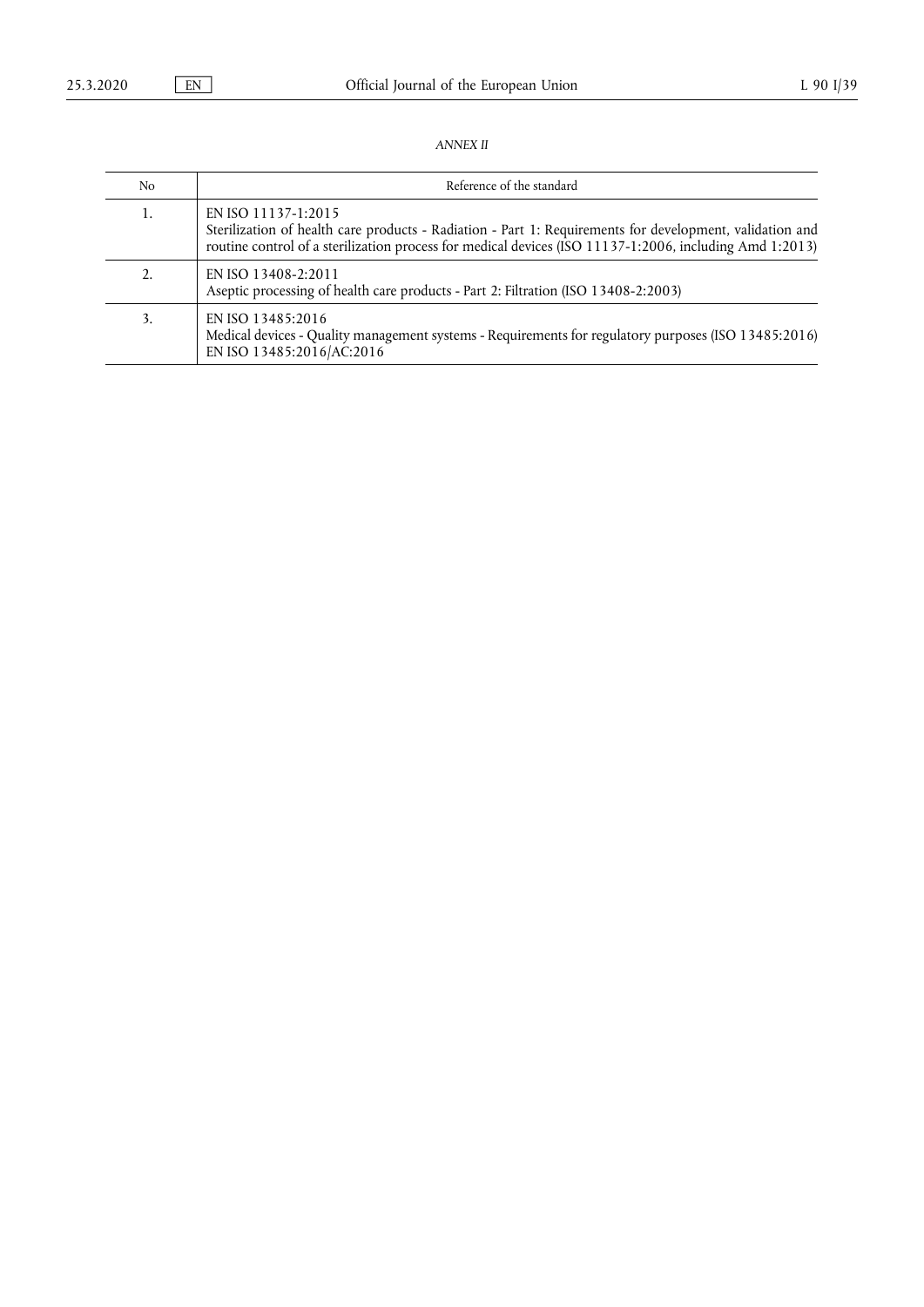*ANNEX II*

| No | Reference of the standard |
|---|---|
| 1. | EN ISO 11137-1:2015<br>Sterilization of health care products - Radiation - Part 1: Requirements for development, validation and routine control of a sterilization process for medical devices (ISO 11137-1:2006, including Amd 1:2013) |
| 2. | EN ISO 13408-2:2011<br>Aseptic processing of health care products - Part 2: Filtration (ISO 13408-2:2003) |
| 3. | EN ISO 13485:2016<br>Medical devices - Quality management systems - Requirements for regulatory purposes (ISO 13485:2016)<br>EN ISO 13485:2016/AC:2016 |